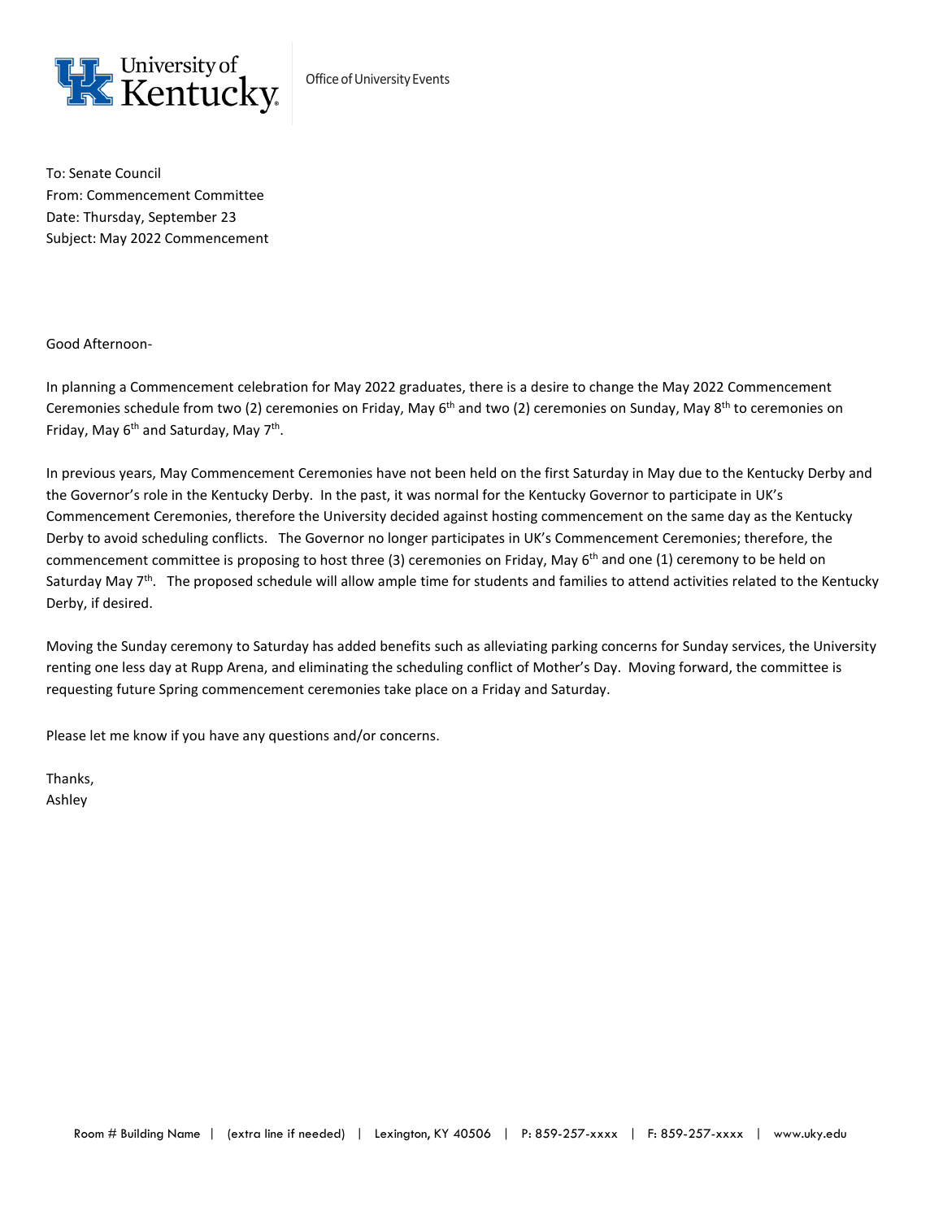University of Kentucky

Office of University Events

To: Senate Council
From: Commencement Committee
Date: Thursday, September 23
Subject: May 2022 Commencement

Good Afternoon-

In planning a Commencement celebration for May 2022 graduates, there is a desire to change the May 2022 Commencement Ceremonies schedule from two (2) ceremonies on Friday, May 6th and two (2) ceremonies on Sunday, May 8th to ceremonies on Friday, May 6th and Saturday, May 7th.

In previous years, May Commencement Ceremonies have not been held on the first Saturday in May due to the Kentucky Derby and the Governor's role in the Kentucky Derby. In the past, it was normal for the Kentucky Governor to participate in UK's Commencement Ceremonies, therefore the University decided against hosting commencement on the same day as the Kentucky Derby to avoid scheduling conflicts. The Governor no longer participates in UK's Commencement Ceremonies; therefore, the commencement committee is proposing to host three (3) ceremonies on Friday, May 6th and one (1) ceremony to be held on Saturday May 7th. The proposed schedule will allow ample time for students and families to attend activities related to the Kentucky Derby, if desired.

Moving the Sunday ceremony to Saturday has added benefits such as alleviating parking concerns for Sunday services, the University renting one less day at Rupp Arena, and eliminating the scheduling conflict of Mother's Day. Moving forward, the committee is requesting future Spring commencement ceremonies take place on a Friday and Saturday.

Please let me know if you have any questions and/or concerns.

Thanks,
Ashley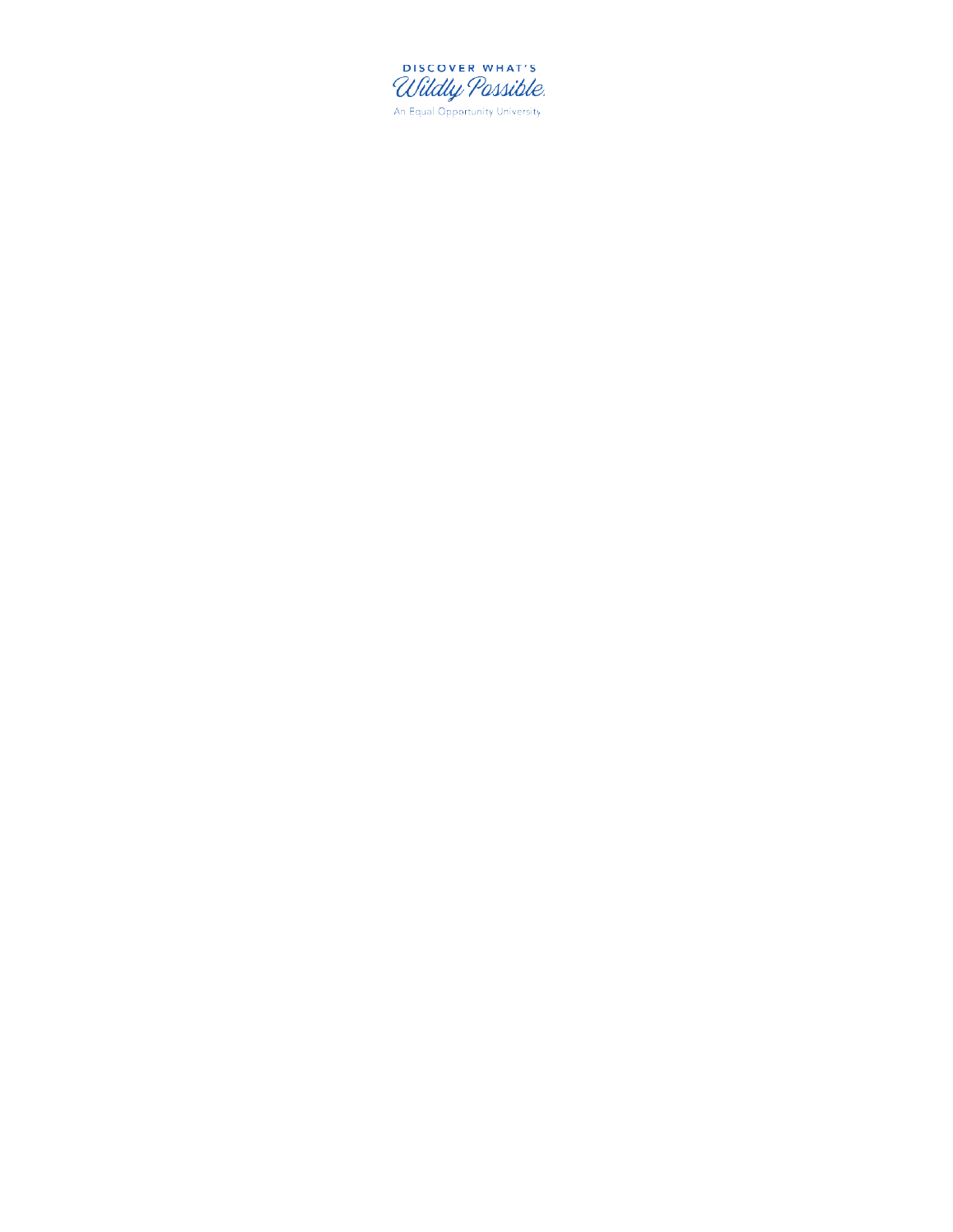DISCOVER WHAT'S

Wildly Possible.

An Equal Opportunity University